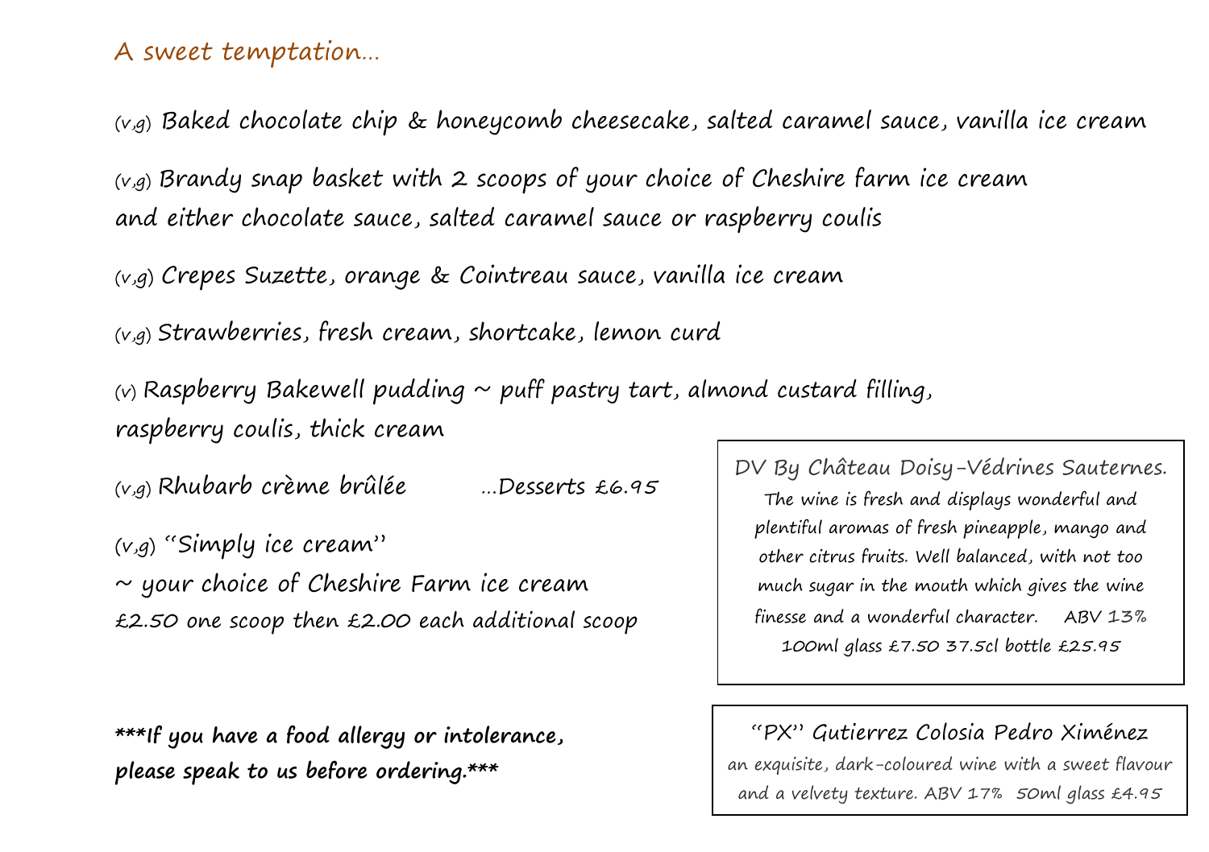## A sweet temptation…

(v,g) Baked chocolate chip & honeycomb cheesecake, salted caramel sauce, vanilla ice cream

(v,g) Brandy snap basket with 2 scoops of your choice of Cheshire farm ice cream and either chocolate sauce, salted caramel sauce or raspberry coulis

(v,g) Crepes Suzette, orange & Cointreau sauce, vanilla ice cream

(v,g) Strawberries, fresh cream, shortcake, lemon curd

(v) Raspberry Bakewell pudding ~ puff pastry tart, almond custard filling, raspberry coulis, thick cream

(v,g) Rhubarb crème brûlée …Desserts £6.95

(v,g) "Simply ice cream"
~ your choice of Cheshire Farm ice cream
£2.50 one scoop then £2.00 each additional scoop

**\*\*\*If you have a food allergy or intolerance, please speak to us before ordering.\*\*\***

---

DV By Château Doisy-Védrines Sauternes.

The wine is fresh and displays wonderful and plentiful aromas of fresh pineapple, mango and other citrus fruits. Well balanced, with not too much sugar in the mouth which gives the wine finesse and a wonderful character. ABV 13%
100ml glass £7.50 37.5cl bottle £25.95

---

"PX" Gutierrez Colosia Pedro Ximénez

an exquisite, dark-coloured wine with a sweet flavour and a velvety texture. ABV 17% 50ml glass £4.95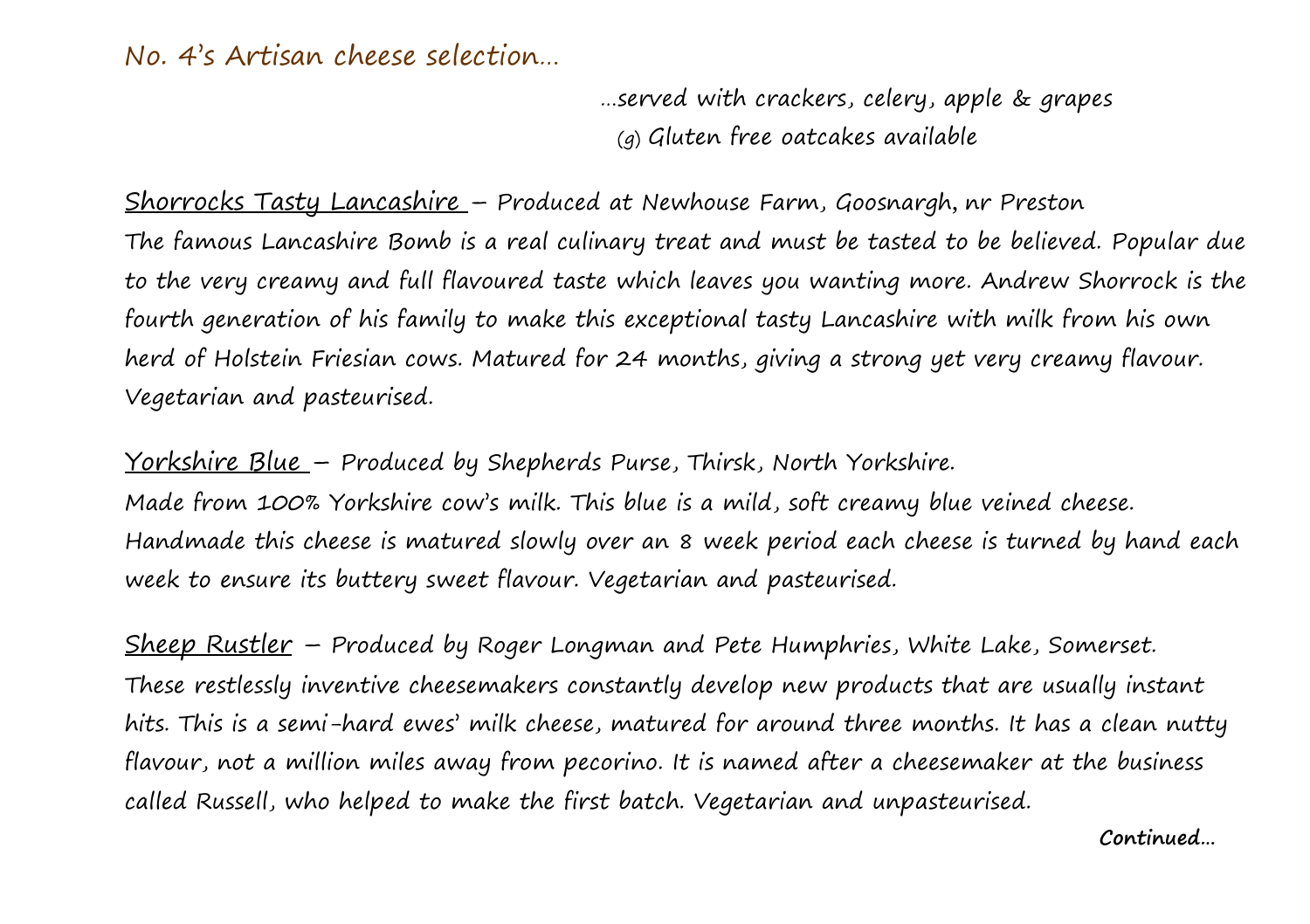## No. 4's Artisan cheese selection…

…served with crackers, celery, apple & grapes

(g) Gluten free oatcakes available

Shorrocks Tasty Lancashire – Produced at Newhouse Farm, Goosnargh, nr Preston
The famous Lancashire Bomb is a real culinary treat and must be tasted to be believed. Popular due to the very creamy and full flavoured taste which leaves you wanting more. Andrew Shorrock is the fourth generation of his family to make this exceptional tasty Lancashire with milk from his own herd of Holstein Friesian cows. Matured for 24 months, giving a strong yet very creamy flavour. Vegetarian and pasteurised.

Yorkshire Blue – Produced by Shepherds Purse, Thirsk, North Yorkshire.
Made from 100% Yorkshire cow's milk. This blue is a mild, soft creamy blue veined cheese. Handmade this cheese is matured slowly over an 8 week period each cheese is turned by hand each week to ensure its buttery sweet flavour. Vegetarian and pasteurised.

Sheep Rustler – Produced by Roger Longman and Pete Humphries, White Lake, Somerset.
These restlessly inventive cheesemakers constantly develop new products that are usually instant hits. This is a semi-hard ewes' milk cheese, matured for around three months. It has a clean nutty flavour, not a million miles away from pecorino. It is named after a cheesemaker at the business called Russell, who helped to make the first batch. Vegetarian and unpasteurised.

**Continued…**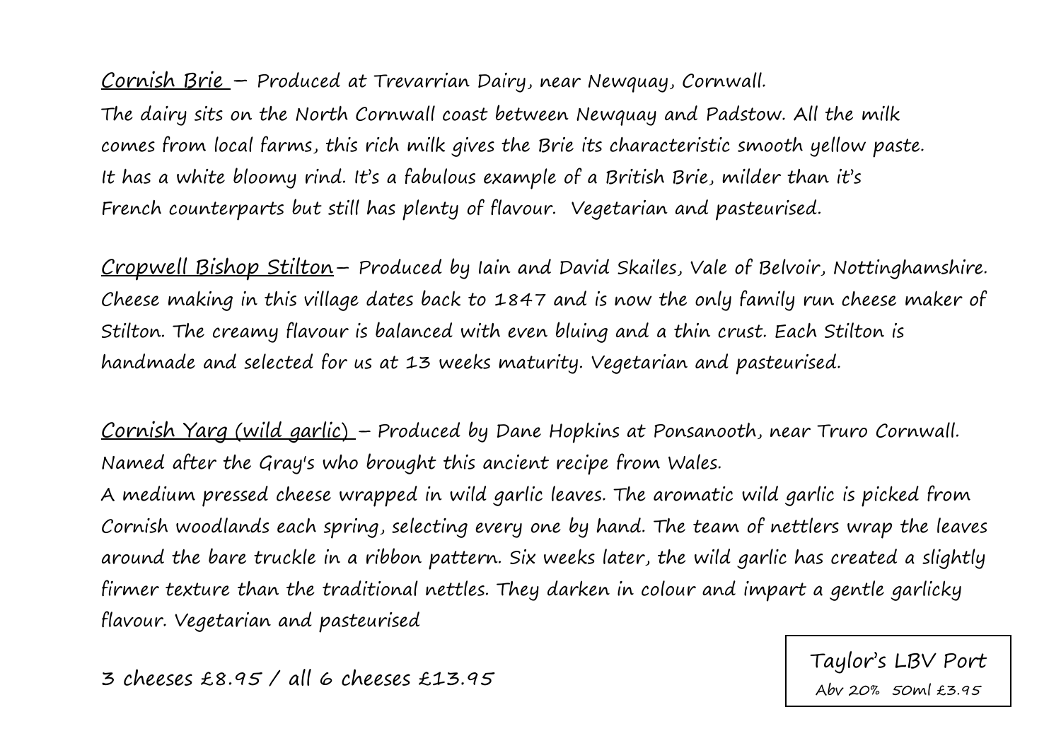<u>Cornish Brie</u> – Produced at Trevarrian Dairy, near Newquay, Cornwall.
The dairy sits on the North Cornwall coast between Newquay and Padstow. All the milk comes from local farms, this rich milk gives the Brie its characteristic smooth yellow paste. It has a white bloomy rind. It's a fabulous example of a British Brie, milder than it's French counterparts but still has plenty of flavour. Vegetarian and pasteurised.

<u>Cropwell Bishop Stilton</u>– Produced by Iain and David Skailes, Vale of Belvoir, Nottinghamshire. Cheese making in this village dates back to 1847 and is now the only family run cheese maker of Stilton. The creamy flavour is balanced with even bluing and a thin crust. Each Stilton is handmade and selected for us at 13 weeks maturity. Vegetarian and pasteurised.

<u>Cornish Yarg (wild garlic)</u> – Produced by Dane Hopkins at Ponsanooth, near Truro Cornwall. Named after the Gray's who brought this ancient recipe from Wales.
A medium pressed cheese wrapped in wild garlic leaves. The aromatic wild garlic is picked from Cornish woodlands each spring, selecting every one by hand. The team of nettlers wrap the leaves around the bare truckle in a ribbon pattern. Six weeks later, the wild garlic has created a slightly firmer texture than the traditional nettles. They darken in colour and impart a gentle garlicky flavour. Vegetarian and pasteurised

3 cheeses £8.95 / all 6 cheeses £13.95

Taylor's LBV Port
Abv 20% 50ml £3.95